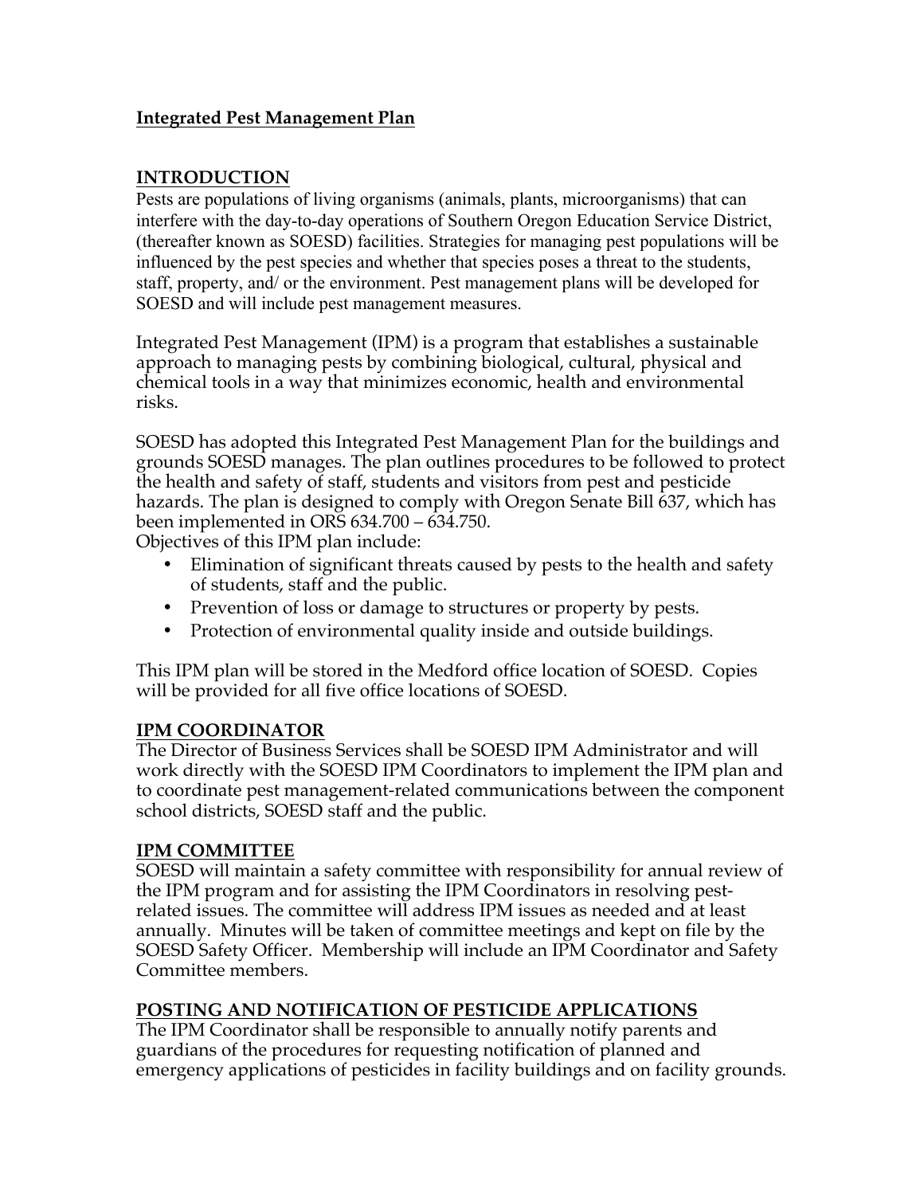# Integrated Pest Management Plan

## INTRODUCTION

Pests are populations of living organisms (animals, plants, microorganisms) that can interfere with the day-to-day operations of Southern Oregon Education Service District, (thereafter known as SOESD) facilities. Strategies for managing pest populations will be influenced by the pest species and whether that species poses a threat to the students, staff, property, and/ or the environment. Pest management plans will be developed for SOESD and will include pest management measures.

Integrated Pest Management (IPM) is a program that establishes a sustainable approach to managing pests by combining biological, cultural, physical and chemical tools in a way that minimizes economic, health and environmental risks.

SOESD has adopted this Integrated Pest Management Plan for the buildings and grounds SOESD manages. The plan outlines procedures to be followed to protect the health and safety of staff, students and visitors from pest and pesticide hazards. The plan is designed to comply with Oregon Senate Bill 637, which has been implemented in ORS 634.700 – 634.750.

Objectives of this IPM plan include:

- Elimination of significant threats caused by pests to the health and safety of students, staff and the public.
- Prevention of loss or damage to structures or property by pests.
- Protection of environmental quality inside and outside buildings.

This IPM plan will be stored in the Medford office location of SOESD. Copies will be provided for all five office locations of SOESD.

## IPM COORDINATOR

The Director of Business Services shall be SOESD IPM Administrator and will work directly with the SOESD IPM Coordinators to implement the IPM plan and to coordinate pest management-related communications between the component school districts, SOESD staff and the public.

## IPM COMMITTEE

SOESD will maintain a safety committee with responsibility for annual review of the IPM program and for assisting the IPM Coordinators in resolving pest-related issues. The committee will address IPM issues as needed and at least annually. Minutes will be taken of committee meetings and kept on file by the SOESD Safety Officer. Membership will include an IPM Coordinator and Safety Committee members.

## POSTING AND NOTIFICATION OF PESTICIDE APPLICATIONS

The IPM Coordinator shall be responsible to annually notify parents and guardians of the procedures for requesting notification of planned and emergency applications of pesticides in facility buildings and on facility grounds.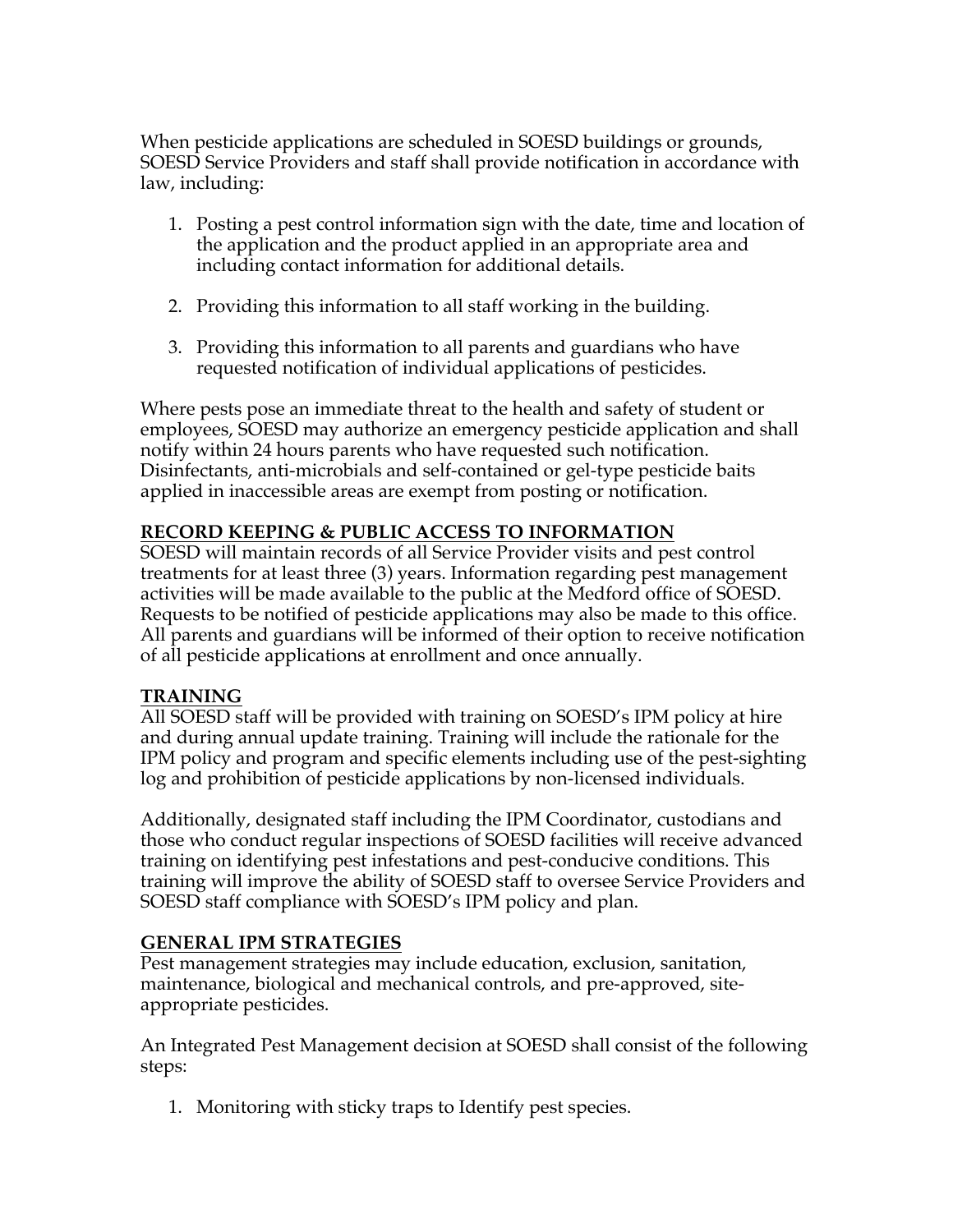When pesticide applications are scheduled in SOESD buildings or grounds, SOESD Service Providers and staff shall provide notification in accordance with law, including:

1. Posting a pest control information sign with the date, time and location of the application and the product applied in an appropriate area and including contact information for additional details.

2. Providing this information to all staff working in the building.

3. Providing this information to all parents and guardians who have requested notification of individual applications of pesticides.

Where pests pose an immediate threat to the health and safety of student or employees, SOESD may authorize an emergency pesticide application and shall notify within 24 hours parents who have requested such notification. Disinfectants, anti-microbials and self-contained or gel-type pesticide baits applied in inaccessible areas are exempt from posting or notification.

## RECORD KEEPING & PUBLIC ACCESS TO INFORMATION

SOESD will maintain records of all Service Provider visits and pest control treatments for at least three (3) years. Information regarding pest management activities will be made available to the public at the Medford office of SOESD. Requests to be notified of pesticide applications may also be made to this office. All parents and guardians will be informed of their option to receive notification of all pesticide applications at enrollment and once annually.

## TRAINING

All SOESD staff will be provided with training on SOESD's IPM policy at hire and during annual update training. Training will include the rationale for the IPM policy and program and specific elements including use of the pest-sighting log and prohibition of pesticide applications by non-licensed individuals.

Additionally, designated staff including the IPM Coordinator, custodians and those who conduct regular inspections of SOESD facilities will receive advanced training on identifying pest infestations and pest-conducive conditions. This training will improve the ability of SOESD staff to oversee Service Providers and SOESD staff compliance with SOESD's IPM policy and plan.

## GENERAL IPM STRATEGIES

Pest management strategies may include education, exclusion, sanitation, maintenance, biological and mechanical controls, and pre-approved, site-appropriate pesticides.

An Integrated Pest Management decision at SOESD shall consist of the following steps:

1. Monitoring with sticky traps to Identify pest species.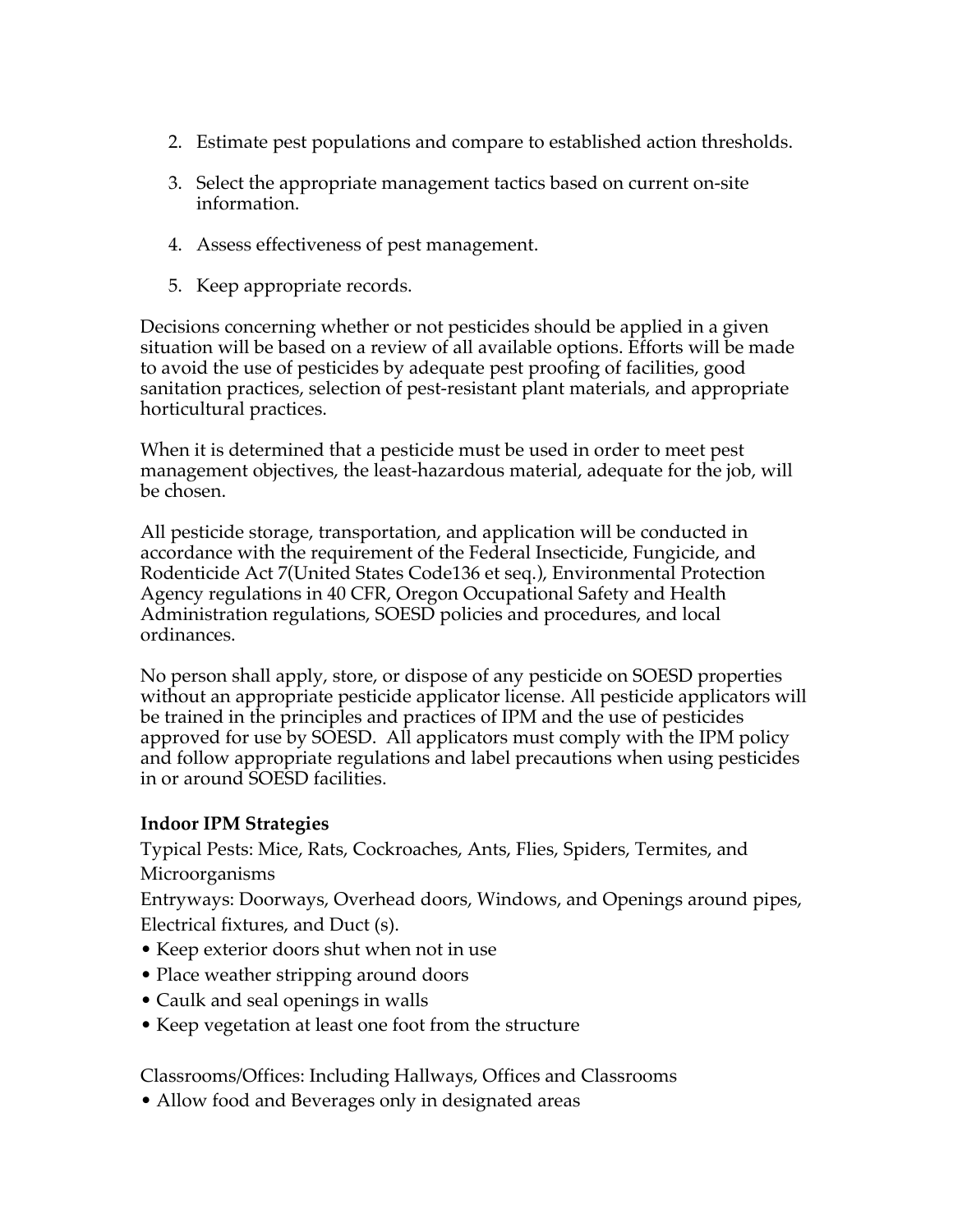2. Estimate pest populations and compare to established action thresholds.

3. Select the appropriate management tactics based on current on-site information.

4. Assess effectiveness of pest management.

5. Keep appropriate records.

Decisions concerning whether or not pesticides should be applied in a given situation will be based on a review of all available options. Efforts will be made to avoid the use of pesticides by adequate pest proofing of facilities, good sanitation practices, selection of pest-resistant plant materials, and appropriate horticultural practices.

When it is determined that a pesticide must be used in order to meet pest management objectives, the least-hazardous material, adequate for the job, will be chosen.

All pesticide storage, transportation, and application will be conducted in accordance with the requirement of the Federal Insecticide, Fungicide, and Rodenticide Act 7(United States Code136 et seq.), Environmental Protection Agency regulations in 40 CFR, Oregon Occupational Safety and Health Administration regulations, SOESD policies and procedures, and local ordinances.

No person shall apply, store, or dispose of any pesticide on SOESD properties without an appropriate pesticide applicator license. All pesticide applicators will be trained in the principles and practices of IPM and the use of pesticides approved for use by SOESD. All applicators must comply with the IPM policy and follow appropriate regulations and label precautions when using pesticides in or around SOESD facilities.

**Indoor IPM Strategies**

Typical Pests: Mice, Rats, Cockroaches, Ants, Flies, Spiders, Termites, and Microorganisms

Entryways: Doorways, Overhead doors, Windows, and Openings around pipes, Electrical fixtures, and Duct (s).

- Keep exterior doors shut when not in use
- Place weather stripping around doors
- Caulk and seal openings in walls
- Keep vegetation at least one foot from the structure

Classrooms/Offices: Including Hallways, Offices and Classrooms

- Allow food and Beverages only in designated areas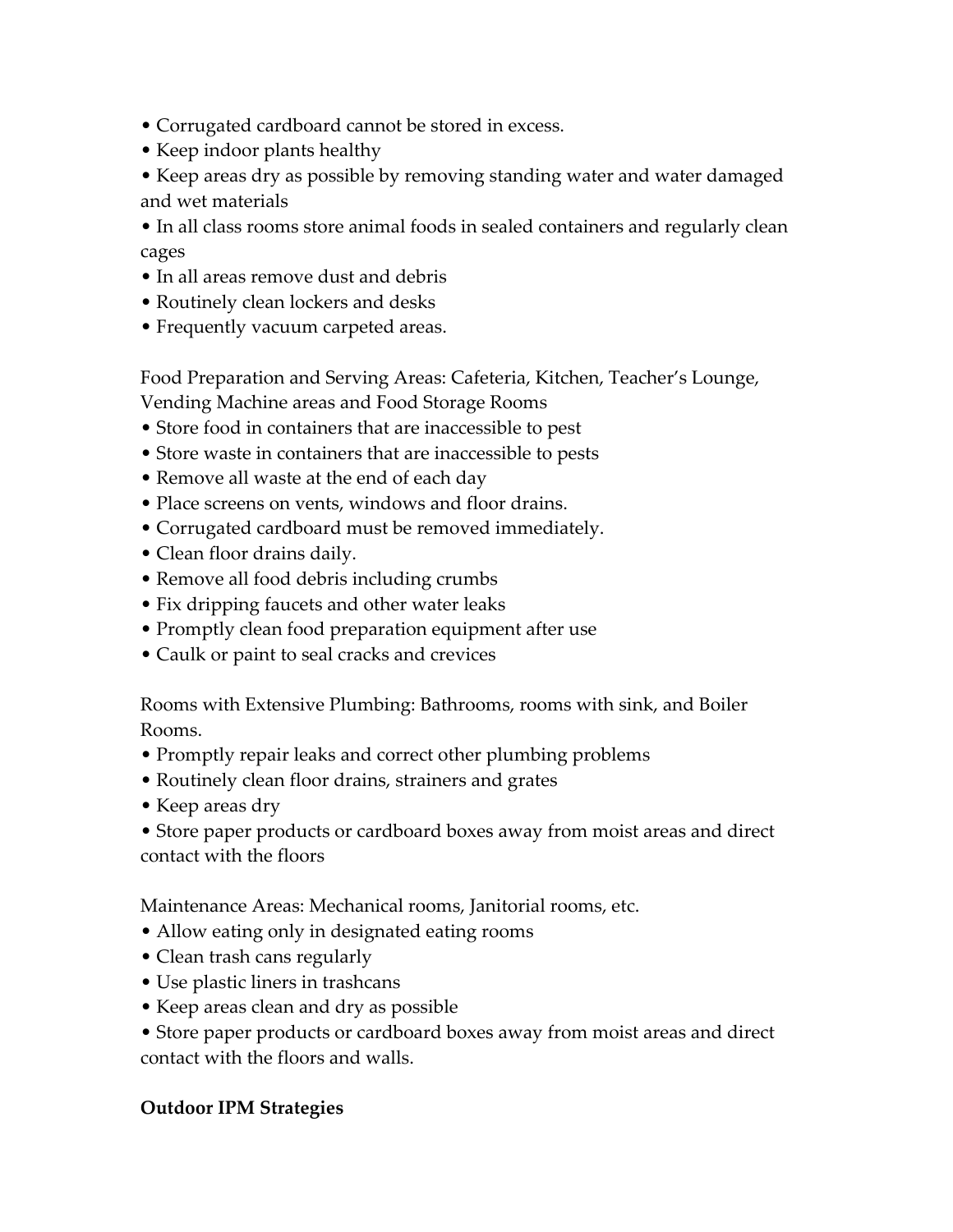- Corrugated cardboard cannot be stored in excess.
- Keep indoor plants healthy
- Keep areas dry as possible by removing standing water and water damaged and wet materials
- In all class rooms store animal foods in sealed containers and regularly clean cages
- In all areas remove dust and debris
- Routinely clean lockers and desks
- Frequently vacuum carpeted areas.

Food Preparation and Serving Areas: Cafeteria, Kitchen, Teacher's Lounge, Vending Machine areas and Food Storage Rooms

- Store food in containers that are inaccessible to pest
- Store waste in containers that are inaccessible to pests
- Remove all waste at the end of each day
- Place screens on vents, windows and floor drains.
- Corrugated cardboard must be removed immediately.
- Clean floor drains daily.
- Remove all food debris including crumbs
- Fix dripping faucets and other water leaks
- Promptly clean food preparation equipment after use
- Caulk or paint to seal cracks and crevices

Rooms with Extensive Plumbing: Bathrooms, rooms with sink, and Boiler Rooms.

- Promptly repair leaks and correct other plumbing problems
- Routinely clean floor drains, strainers and grates
- Keep areas dry
- Store paper products or cardboard boxes away from moist areas and direct contact with the floors

Maintenance Areas: Mechanical rooms, Janitorial rooms, etc.

- Allow eating only in designated eating rooms
- Clean trash cans regularly
- Use plastic liners in trashcans
- Keep areas clean and dry as possible
- Store paper products or cardboard boxes away from moist areas and direct contact with the floors and walls.

**Outdoor IPM Strategies**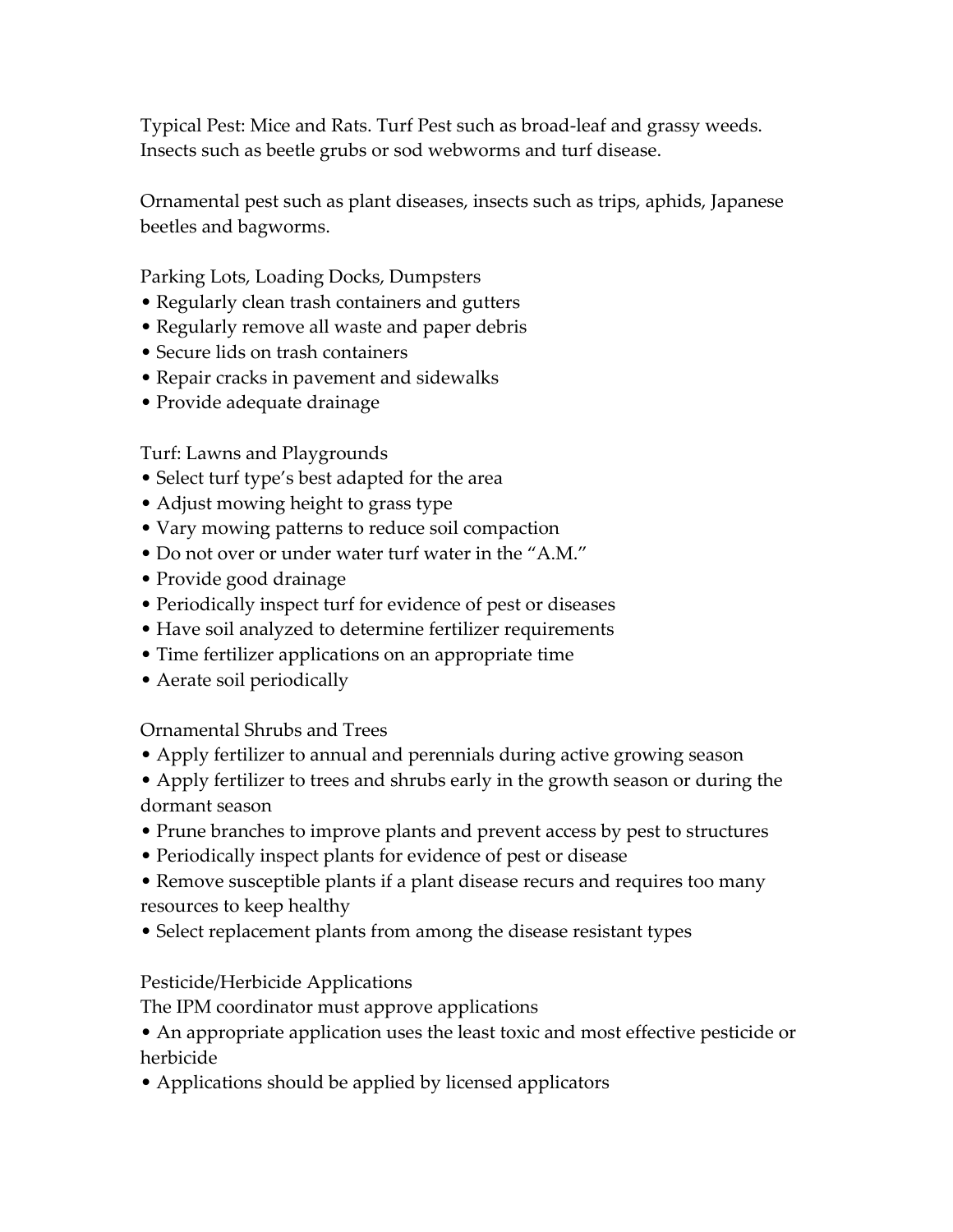Typical Pest: Mice and Rats. Turf Pest such as broad-leaf and grassy weeds. Insects such as beetle grubs or sod webworms and turf disease.

Ornamental pest such as plant diseases, insects such as trips, aphids, Japanese beetles and bagworms.

Parking Lots, Loading Docks, Dumpsters

- Regularly clean trash containers and gutters
- Regularly remove all waste and paper debris
- Secure lids on trash containers
- Repair cracks in pavement and sidewalks
- Provide adequate drainage

Turf: Lawns and Playgrounds

- Select turf type's best adapted for the area
- Adjust mowing height to grass type
- Vary mowing patterns to reduce soil compaction
- Do not over or under water turf water in the "A.M."
- Provide good drainage
- Periodically inspect turf for evidence of pest or diseases
- Have soil analyzed to determine fertilizer requirements
- Time fertilizer applications on an appropriate time
- Aerate soil periodically

Ornamental Shrubs and Trees

- Apply fertilizer to annual and perennials during active growing season
- Apply fertilizer to trees and shrubs early in the growth season or during the dormant season
- Prune branches to improve plants and prevent access by pest to structures
- Periodically inspect plants for evidence of pest or disease
- Remove susceptible plants if a plant disease recurs and requires too many resources to keep healthy
- Select replacement plants from among the disease resistant types

Pesticide/Herbicide Applications

The IPM coordinator must approve applications

- An appropriate application uses the least toxic and most effective pesticide or herbicide
- Applications should be applied by licensed applicators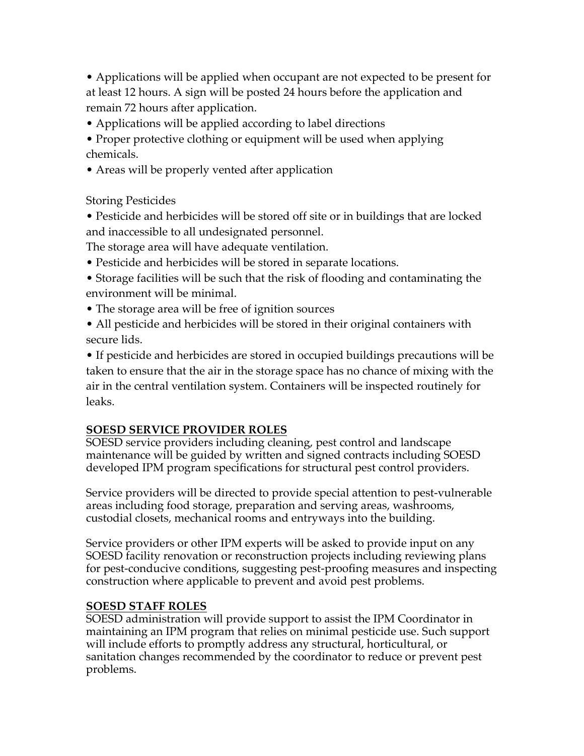- Applications will be applied when occupant are not expected to be present for at least 12 hours. A sign will be posted 24 hours before the application and remain 72 hours after application.
- Applications will be applied according to label directions
- Proper protective clothing or equipment will be used when applying chemicals.
- Areas will be properly vented after application

Storing Pesticides

- Pesticide and herbicides will be stored off site or in buildings that are locked and inaccessible to all undesignated personnel.

The storage area will have adequate ventilation.

- Pesticide and herbicides will be stored in separate locations.
- Storage facilities will be such that the risk of flooding and contaminating the environment will be minimal.
- The storage area will be free of ignition sources
- All pesticide and herbicides will be stored in their original containers with secure lids.
- If pesticide and herbicides are stored in occupied buildings precautions will be taken to ensure that the air in the storage space has no chance of mixing with the air in the central ventilation system. Containers will be inspected routinely for leaks.

**SOESD SERVICE PROVIDER ROLES**

SOESD service providers including cleaning, pest control and landscape maintenance will be guided by written and signed contracts including SOESD developed IPM program specifications for structural pest control providers.

Service providers will be directed to provide special attention to pest-vulnerable areas including food storage, preparation and serving areas, washrooms, custodial closets, mechanical rooms and entryways into the building.

Service providers or other IPM experts will be asked to provide input on any SOESD facility renovation or reconstruction projects including reviewing plans for pest-conducive conditions, suggesting pest-proofing measures and inspecting construction where applicable to prevent and avoid pest problems.

**SOESD STAFF ROLES**

SOESD administration will provide support to assist the IPM Coordinator in maintaining an IPM program that relies on minimal pesticide use. Such support will include efforts to promptly address any structural, horticultural, or sanitation changes recommended by the coordinator to reduce or prevent pest problems.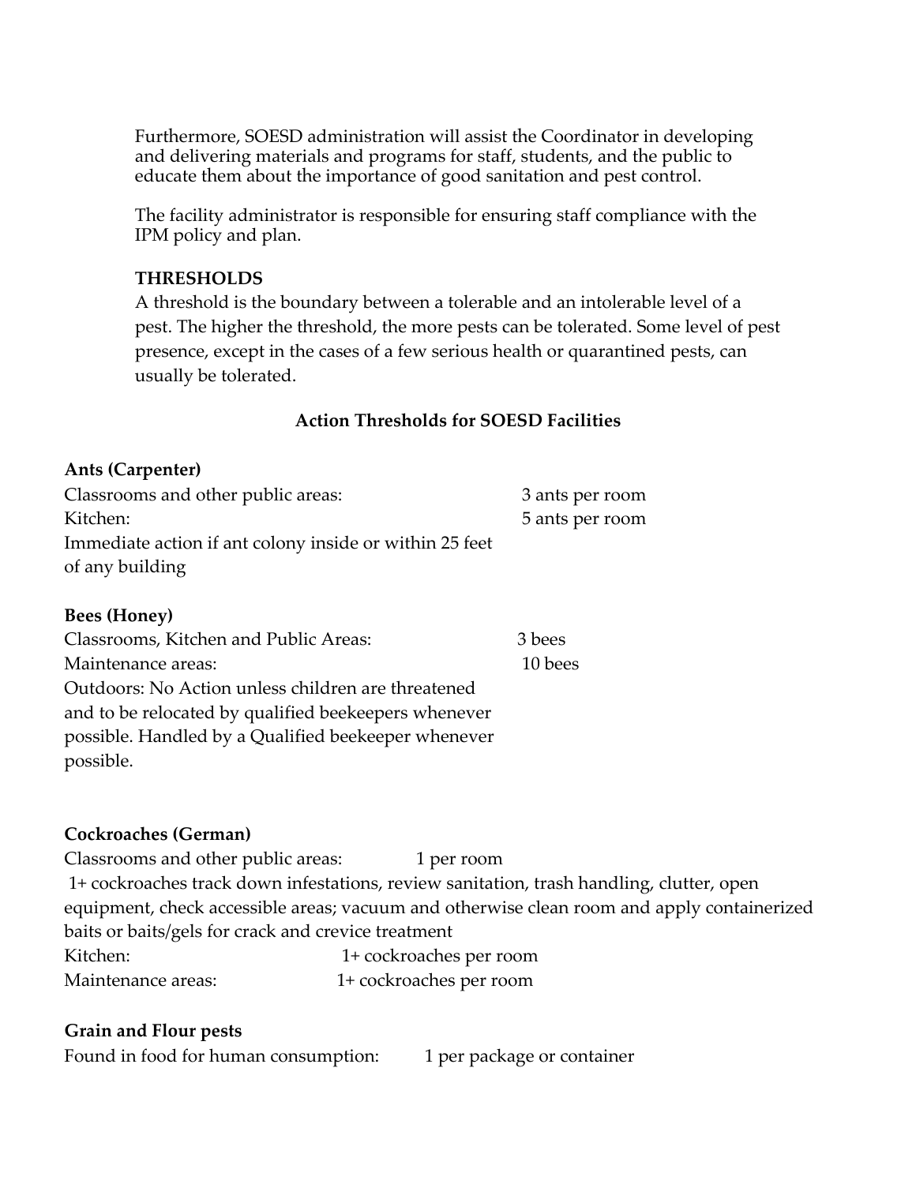Furthermore, SOESD administration will assist the Coordinator in developing and delivering materials and programs for staff, students, and the public to educate them about the importance of good sanitation and pest control.

The facility administrator is responsible for ensuring staff compliance with the IPM policy and plan.

**THRESHOLDS**

A threshold is the boundary between a tolerable and an intolerable level of a pest. The higher the threshold, the more pests can be tolerated. Some level of pest presence, except in the cases of a few serious health or quarantined pests, can usually be tolerated.

**Action Thresholds for SOESD Facilities**

**Ants (Carpenter)**

| | |
|---|---|
| Classrooms and other public areas: | 3 ants per room |
| Kitchen: | 5 ants per room |

Immediate action if ant colony inside or within 25 feet of any building

**Bees (Honey)**

| | |
|---|---|
| Classrooms, Kitchen and Public Areas: | 3 bees |
| Maintenance areas: | 10 bees |

Outdoors: No Action unless children are threatened and to be relocated by qualified beekeepers whenever possible. Handled by a Qualified beekeeper whenever possible.

**Cockroaches (German)**

Classrooms and other public areas: 1 per room

1+ cockroaches track down infestations, review sanitation, trash handling, clutter, open equipment, check accessible areas; vacuum and otherwise clean room and apply containerized baits or baits/gels for crack and crevice treatment

| | |
|---|---|
| Kitchen: | 1+ cockroaches per room |
| Maintenance areas: | 1+ cockroaches per room |

**Grain and Flour pests**

Found in food for human consumption: 1 per package or container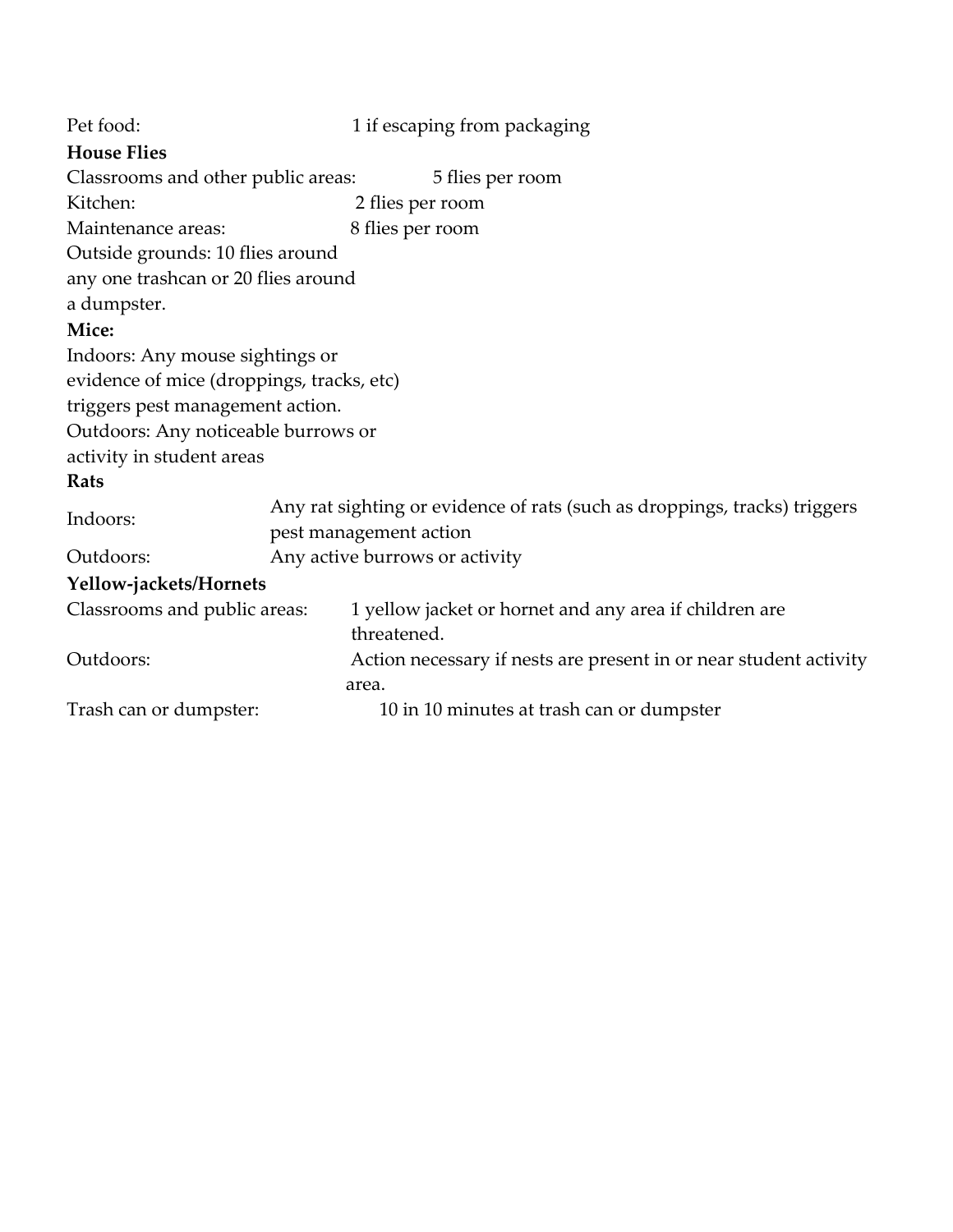Pet food: 1 if escaping from packaging

**House Flies**

Classrooms and other public areas: 5 flies per room

Kitchen: 2 flies per room

Maintenance areas: 8 flies per room

Outside grounds: 10 flies around any one trashcan or 20 flies around a dumpster.

**Mice:**

Indoors: Any mouse sightings or evidence of mice (droppings, tracks, etc) triggers pest management action.

Outdoors: Any noticeable burrows or activity in student areas

**Rats**

Indoors: Any rat sighting or evidence of rats (such as droppings, tracks) triggers pest management action

Outdoors: Any active burrows or activity

**Yellow-jackets/Hornets**

Classrooms and public areas: 1 yellow jacket or hornet and any area if children are threatened.

Outdoors: Action necessary if nests are present in or near student activity area.

Trash can or dumpster: 10 in 10 minutes at trash can or dumpster